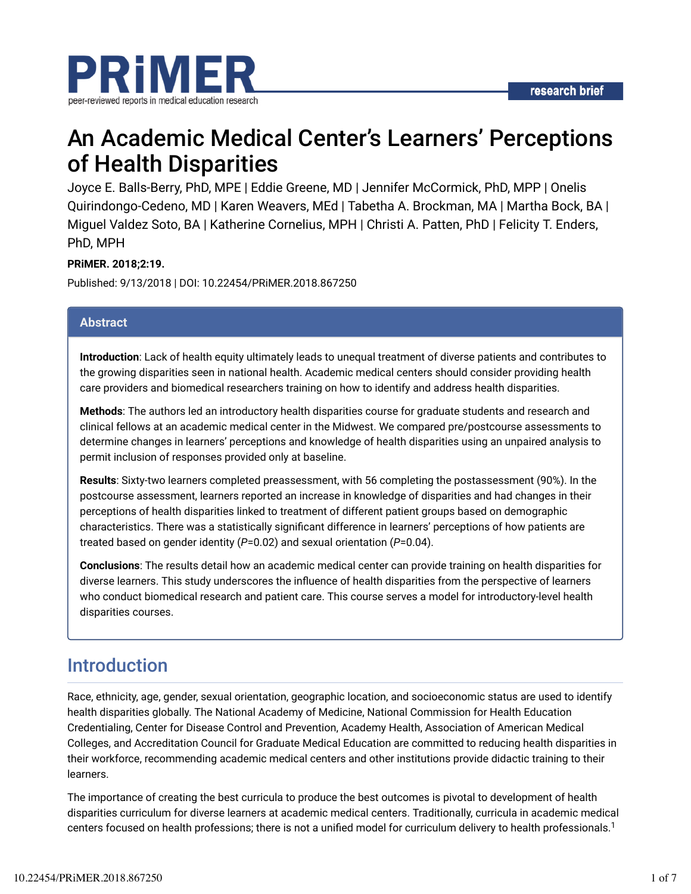PRiMER

peer-reviewed reports in medical education research

research brief

# An Academic Medical Center's Learners' Perceptions of Health Disparities

Joyce E. Balls-Berry, PhD, MPE | Eddie Greene, MD | Jennifer McCormick, PhD, MPP | Onelis Quirindongo-Cedeno, MD | Karen Weavers, MEd | Tabetha A. Brockman, MA | Martha Bock, BA | Miguel Valdez Soto, BA | Katherine Cornelius, MPH | Christi A. Patten, PhD | Felicity T. Enders, PhD, MPH

**PRiMER. 2018;2:19.**

Published: 9/13/2018 | DOI: 10.22454/PRiMER.2018.867250

## Abstract

**Introduction**: Lack of health equity ultimately leads to unequal treatment of diverse patients and contributes to the growing disparities seen in national health. Academic medical centers should consider providing health care providers and biomedical researchers training on how to identify and address health disparities.

**Methods**: The authors led an introductory health disparities course for graduate students and research and clinical fellows at an academic medical center in the Midwest. We compared pre/postcourse assessments to determine changes in learners' perceptions and knowledge of health disparities using an unpaired analysis to permit inclusion of responses provided only at baseline.

**Results**: Sixty-two learners completed preassessment, with 56 completing the postassessment (90%). In the postcourse assessment, learners reported an increase in knowledge of disparities and had changes in their perceptions of health disparities linked to treatment of different patient groups based on demographic characteristics. There was a statistically significant difference in learners' perceptions of how patients are treated based on gender identity ($P$=0.02) and sexual orientation ($P$=0.04).

**Conclusions**: The results detail how an academic medical center can provide training on health disparities for diverse learners. This study underscores the influence of health disparities from the perspective of learners who conduct biomedical research and patient care. This course serves a model for introductory-level health disparities courses.

## Introduction

Race, ethnicity, age, gender, sexual orientation, geographic location, and socioeconomic status are used to identify health disparities globally. The National Academy of Medicine, National Commission for Health Education Credentialing, Center for Disease Control and Prevention, Academy Health, Association of American Medical Colleges, and Accreditation Council for Graduate Medical Education are committed to reducing health disparities in their workforce, recommending academic medical centers and other institutions provide didactic training to their learners.

The importance of creating the best curricula to produce the best outcomes is pivotal to development of health disparities curriculum for diverse learners at academic medical centers. Traditionally, curricula in academic medical centers focused on health professions; there is not a unified model for curriculum delivery to health professionals.[1]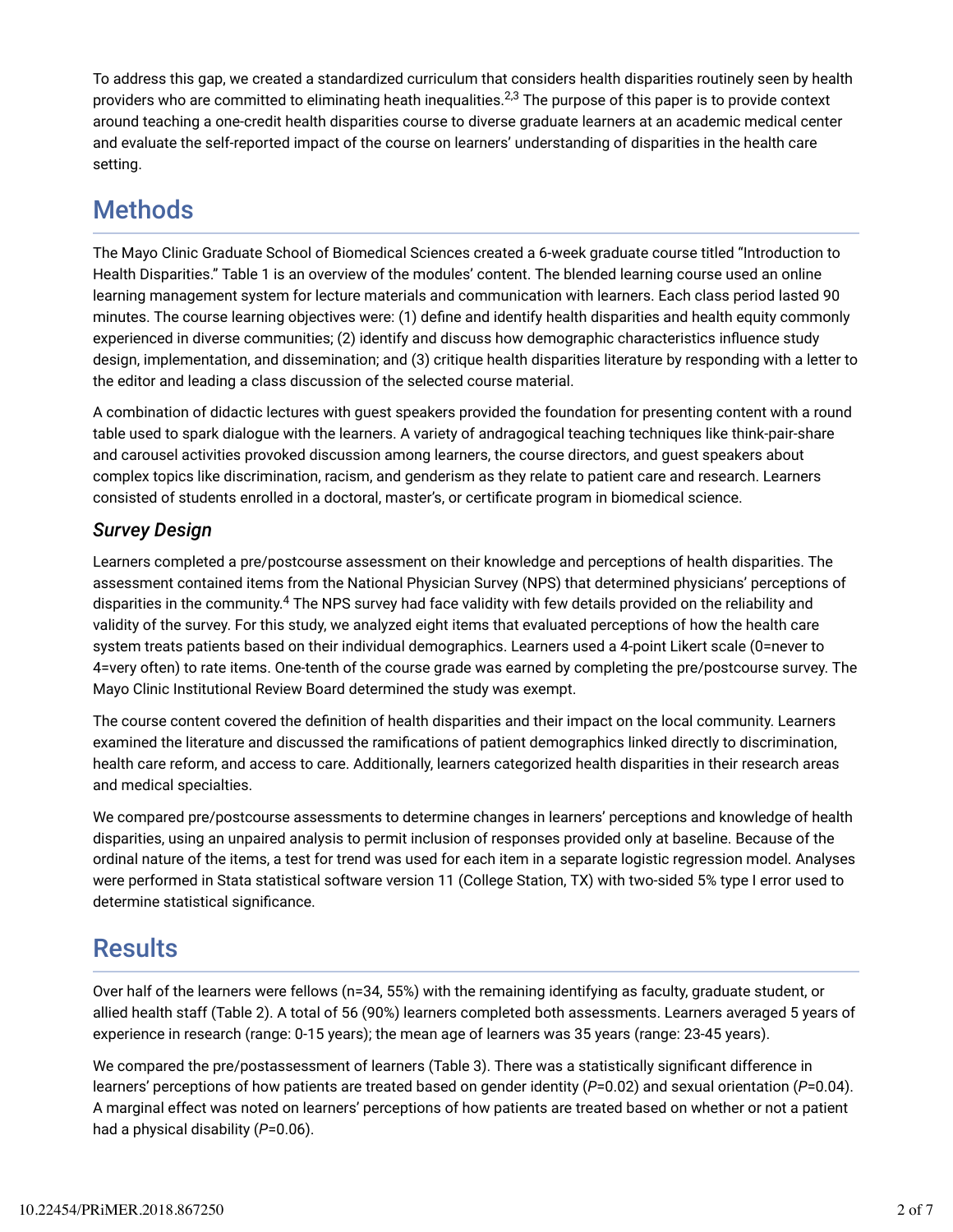To address this gap, we created a standardized curriculum that considers health disparities routinely seen by health providers who are committed to eliminating heath inequalities.[2,3] The purpose of this paper is to provide context around teaching a one-credit health disparities course to diverse graduate learners at an academic medical center and evaluate the self-reported impact of the course on learners' understanding of disparities in the health care setting.

## Methods

The Mayo Clinic Graduate School of Biomedical Sciences created a 6-week graduate course titled "Introduction to Health Disparities." Table 1 is an overview of the modules' content. The blended learning course used an online learning management system for lecture materials and communication with learners. Each class period lasted 90 minutes. The course learning objectives were: (1) define and identify health disparities and health equity commonly experienced in diverse communities; (2) identify and discuss how demographic characteristics influence study design, implementation, and dissemination; and (3) critique health disparities literature by responding with a letter to the editor and leading a class discussion of the selected course material.

A combination of didactic lectures with guest speakers provided the foundation for presenting content with a round table used to spark dialogue with the learners. A variety of andragogical teaching techniques like think-pair-share and carousel activities provoked discussion among learners, the course directors, and guest speakers about complex topics like discrimination, racism, and genderism as they relate to patient care and research. Learners consisted of students enrolled in a doctoral, master's, or certificate program in biomedical science.

### *Survey Design*

Learners completed a pre/postcourse assessment on their knowledge and perceptions of health disparities. The assessment contained items from the National Physician Survey (NPS) that determined physicians' perceptions of disparities in the community.[4] The NPS survey had face validity with few details provided on the reliability and validity of the survey. For this study, we analyzed eight items that evaluated perceptions of how the health care system treats patients based on their individual demographics. Learners used a 4-point Likert scale (0=never to 4=very often) to rate items. One-tenth of the course grade was earned by completing the pre/postcourse survey. The Mayo Clinic Institutional Review Board determined the study was exempt.

The course content covered the definition of health disparities and their impact on the local community. Learners examined the literature and discussed the ramifications of patient demographics linked directly to discrimination, health care reform, and access to care. Additionally, learners categorized health disparities in their research areas and medical specialties.

We compared pre/postcourse assessments to determine changes in learners' perceptions and knowledge of health disparities, using an unpaired analysis to permit inclusion of responses provided only at baseline. Because of the ordinal nature of the items, a test for trend was used for each item in a separate logistic regression model. Analyses were performed in Stata statistical software version 11 (College Station, TX) with two-sided 5% type I error used to determine statistical significance.

## Results

Over half of the learners were fellows (n=34, 55%) with the remaining identifying as faculty, graduate student, or allied health staff (Table 2). A total of 56 (90%) learners completed both assessments. Learners averaged 5 years of experience in research (range: 0-15 years); the mean age of learners was 35 years (range: 23-45 years).

We compared the pre/postassessment of learners (Table 3). There was a statistically significant difference in learners' perceptions of how patients are treated based on gender identity ($P$=0.02) and sexual orientation ($P$=0.04). A marginal effect was noted on learners' perceptions of how patients are treated based on whether or not a patient had a physical disability ($P$=0.06).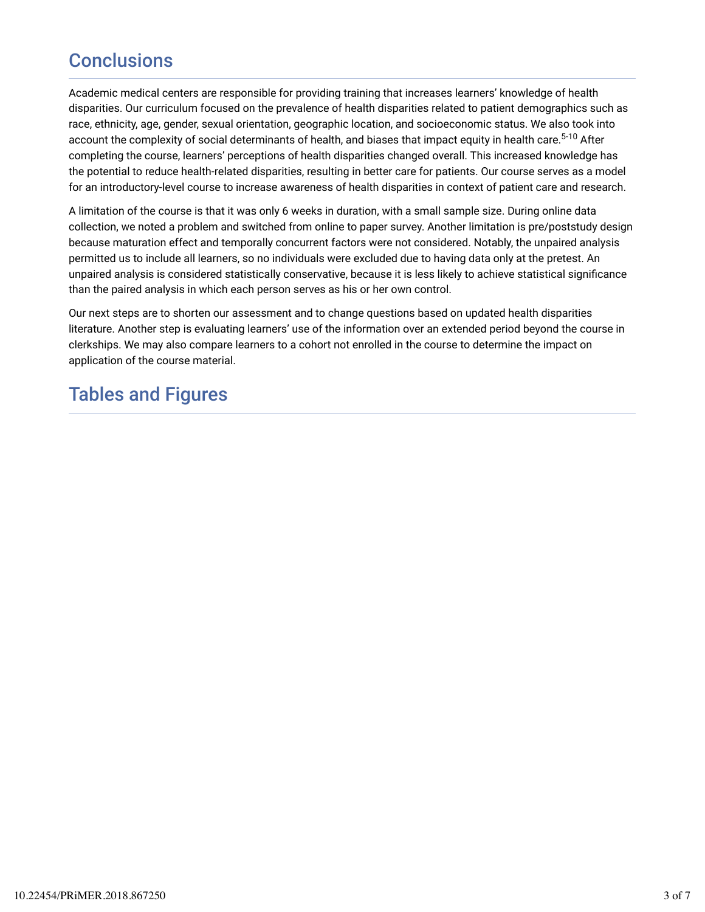## Conclusions

Academic medical centers are responsible for providing training that increases learners' knowledge of health disparities. Our curriculum focused on the prevalence of health disparities related to patient demographics such as race, ethnicity, age, gender, sexual orientation, geographic location, and socioeconomic status. We also took into account the complexity of social determinants of health, and biases that impact equity in health care.[5-10] After completing the course, learners' perceptions of health disparities changed overall. This increased knowledge has the potential to reduce health-related disparities, resulting in better care for patients. Our course serves as a model for an introductory-level course to increase awareness of health disparities in context of patient care and research.

A limitation of the course is that it was only 6 weeks in duration, with a small sample size. During online data collection, we noted a problem and switched from online to paper survey. Another limitation is pre/poststudy design because maturation effect and temporally concurrent factors were not considered. Notably, the unpaired analysis permitted us to include all learners, so no individuals were excluded due to having data only at the pretest. An unpaired analysis is considered statistically conservative, because it is less likely to achieve statistical significance than the paired analysis in which each person serves as his or her own control.

Our next steps are to shorten our assessment and to change questions based on updated health disparities literature. Another step is evaluating learners' use of the information over an extended period beyond the course in clerkships. We may also compare learners to a cohort not enrolled in the course to determine the impact on application of the course material.

## Tables and Figures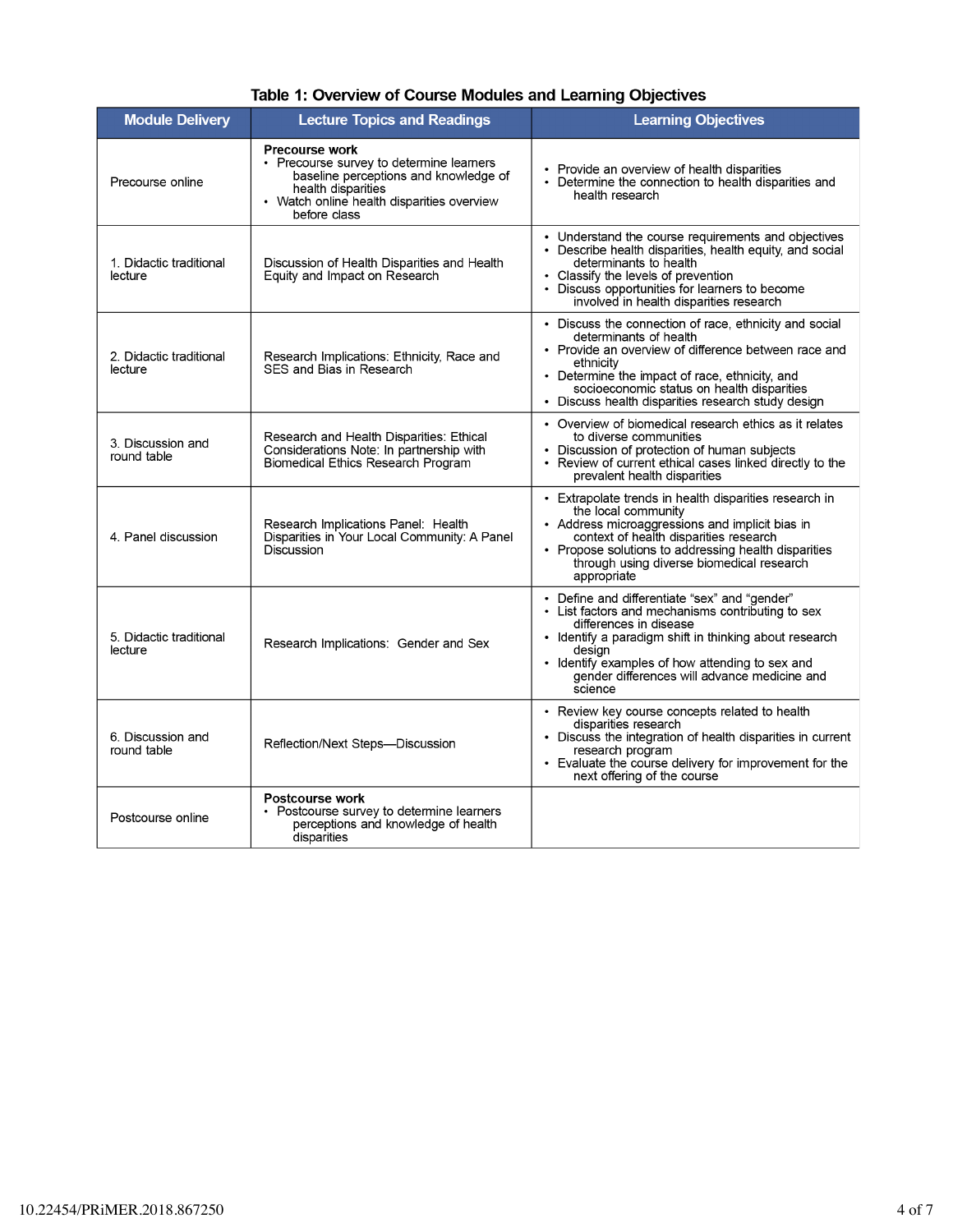**Table 1: Overview of Course Modules and Learning Objectives**

| Module Delivery | Lecture Topics and Readings | Learning Objectives |
|---|---|---|
| Precourse online | **Precourse work**<br>• Precourse survey to determine learners baseline perceptions and knowledge of health disparities<br>• Watch online health disparities overview before class | • Provide an overview of health disparities<br>• Determine the connection to health disparities and health research |
| 1. Didactic traditional lecture | Discussion of Health Disparities and Health Equity and Impact on Research | • Understand the course requirements and objectives<br>• Describe health disparities, health equity, and social determinants to health<br>• Classify the levels of prevention<br>• Discuss opportunities for learners to become involved in health disparities research |
| 2. Didactic traditional lecture | Research Implications: Ethnicity, Race and SES and Bias in Research | • Discuss the connection of race, ethnicity and social determinants of health<br>• Provide an overview of difference between race and ethnicity<br>• Determine the impact of race, ethnicity, and socioeconomic status on health disparities<br>• Discuss health disparities research study design |
| 3. Discussion and round table | Research and Health Disparities: Ethical Considerations Note: In partnership with Biomedical Ethics Research Program | • Overview of biomedical research ethics as it relates to diverse communities<br>• Discussion of protection of human subjects<br>• Review of current ethical cases linked directly to the prevalent health disparities |
| 4. Panel discussion | Research Implications Panel: Health Disparities in Your Local Community: A Panel Discussion | • Extrapolate trends in health disparities research in the local community<br>• Address microaggressions and implicit bias in context of health disparities research<br>• Propose solutions to addressing health disparities through using diverse biomedical research appropriate |
| 5. Didactic traditional lecture | Research Implications: Gender and Sex | • Define and differentiate "sex" and "gender"<br>• List factors and mechanisms contributing to sex differences in disease<br>• Identify a paradigm shift in thinking about research design<br>• Identify examples of how attending to sex and gender differences will advance medicine and science |
| 6. Discussion and round table | Reflection/Next Steps—Discussion | • Review key course concepts related to health disparities research<br>• Discuss the integration of health disparities in current research program<br>• Evaluate the course delivery for improvement for the next offering of the course |
| Postcourse online | **Postcourse work**<br>• Postcourse survey to determine learners perceptions and knowledge of health disparities | |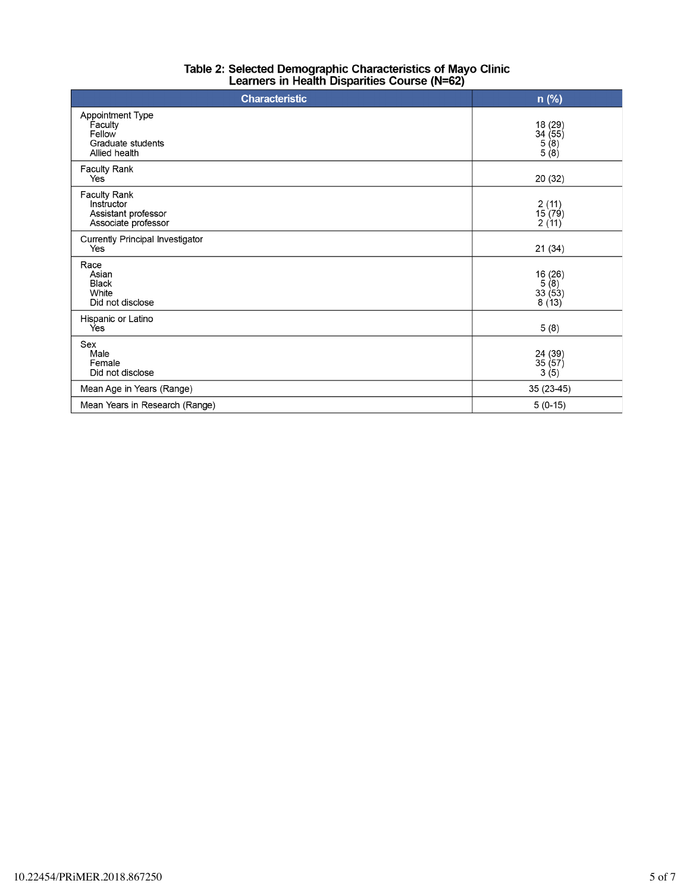**Table 2: Selected Demographic Characteristics of Mayo Clinic Learners in Health Disparities Course (N=62)**

| Characteristic | n (%) |
|---|---|
| Appointment Type | |
| Faculty | 18 (29) |
| Fellow | 34 (55) |
| Graduate students | 5 (8) |
| Allied health | 5 (8) |
| Faculty Rank | |
| Yes | 20 (32) |
| Faculty Rank | |
| Instructor | 2 (11) |
| Assistant professor | 15 (79) |
| Associate professor | 2 (11) |
| Currently Principal Investigator | |
| Yes | 21 (34) |
| Race | |
| Asian | 16 (26) |
| Black | 5 (8) |
| White | 33 (53) |
| Did not disclose | 8 (13) |
| Hispanic or Latino | |
| Yes | 5 (8) |
| Sex | |
| Male | 24 (39) |
| Female | 35 (57) |
| Did not disclose | 3 (5) |
| Mean Age in Years (Range) | 35 (23-45) |
| Mean Years in Research (Range) | 5 (0-15) |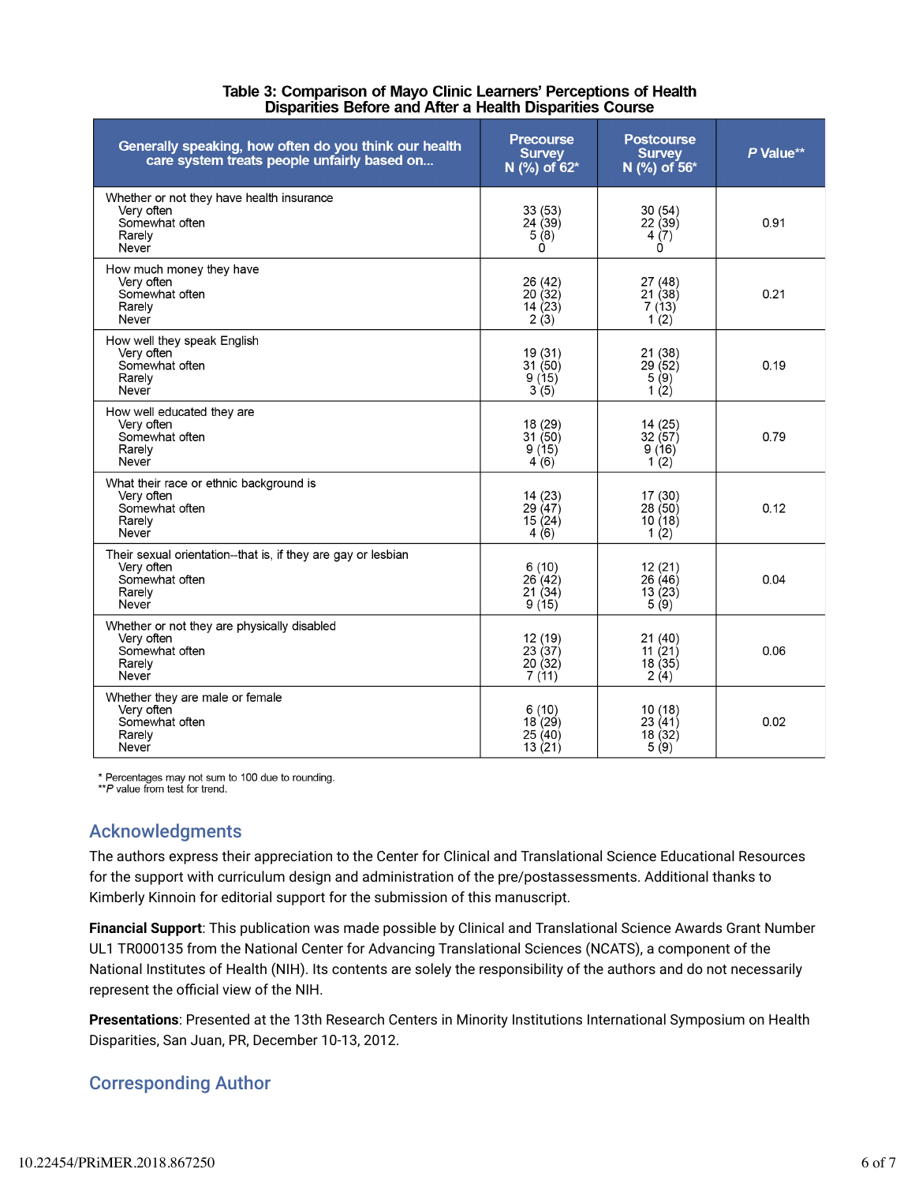**Table 3: Comparison of Mayo Clinic Learners' Perceptions of Health Disparities Before and After a Health Disparities Course**

| Generally speaking, how often do you think our health care system treats people unfairly based on... | Precourse Survey N (%) of 62* | Postcourse Survey N (%) of 56* | *P* Value** |
|---|---|---|---|
| Whether or not they have health insurance | | | 0.91 |
| Very often | 33 (53) | 30 (54) | |
| Somewhat often | 24 (39) | 22 (39) | |
| Rarely | 5 (8) | 4 (7) | |
| Never | 0 | 0 | |
| How much money they have | | | 0.21 |
| Very often | 26 (42) | 27 (48) | |
| Somewhat often | 20 (32) | 21 (38) | |
| Rarely | 14 (23) | 7 (13) | |
| Never | 2 (3) | 1 (2) | |
| How well they speak English | | | 0.19 |
| Very often | 19 (31) | 21 (38) | |
| Somewhat often | 31 (50) | 29 (52) | |
| Rarely | 9 (15) | 5 (9) | |
| Never | 3 (5) | 1 (2) | |
| How well educated they are | | | 0.79 |
| Very often | 18 (29) | 14 (25) | |
| Somewhat often | 31 (50) | 32 (57) | |
| Rarely | 9 (15) | 9 (16) | |
| Never | 4 (6) | 1 (2) | |
| What their race or ethnic background is | | | 0.12 |
| Very often | 14 (23) | 17 (30) | |
| Somewhat often | 29 (47) | 28 (50) | |
| Rarely | 15 (24) | 10 (18) | |
| Never | 4 (6) | 1 (2) | |
| Their sexual orientation--that is, if they are gay or lesbian | | | 0.04 |
| Very often | 6 (10) | 12 (21) | |
| Somewhat often | 26 (42) | 26 (46) | |
| Rarely | 21 (34) | 13 (23) | |
| Never | 9 (15) | 5 (9) | |
| Whether or not they are physically disabled | | | 0.06 |
| Very often | 12 (19) | 21 (40) | |
| Somewhat often | 23 (37) | 11 (21) | |
| Rarely | 20 (32) | 18 (35) | |
| Never | 7 (11) | 2 (4) | |
| Whether they are male or female | | | 0.02 |
| Very often | 6 (10) | 10 (18) | |
| Somewhat often | 18 (29) | 23 (41) | |
| Rarely | 25 (40) | 18 (32) | |
| Never | 13 (21) | 5 (9) | |

\* Percentages may not sum to 100 due to rounding.
\*\**P* value from test for trend.

## Acknowledgments

The authors express their appreciation to the Center for Clinical and Translational Science Educational Resources for the support with curriculum design and administration of the pre/postassessments. Additional thanks to Kimberly Kinnoin for editorial support for the submission of this manuscript.

**Financial Support**: This publication was made possible by Clinical and Translational Science Awards Grant Number UL1 TR000135 from the National Center for Advancing Translational Sciences (NCATS), a component of the National Institutes of Health (NIH). Its contents are solely the responsibility of the authors and do not necessarily represent the official view of the NIH.

**Presentations**: Presented at the 13th Research Centers in Minority Institutions International Symposium on Health Disparities, San Juan, PR, December 10-13, 2012.

## Corresponding Author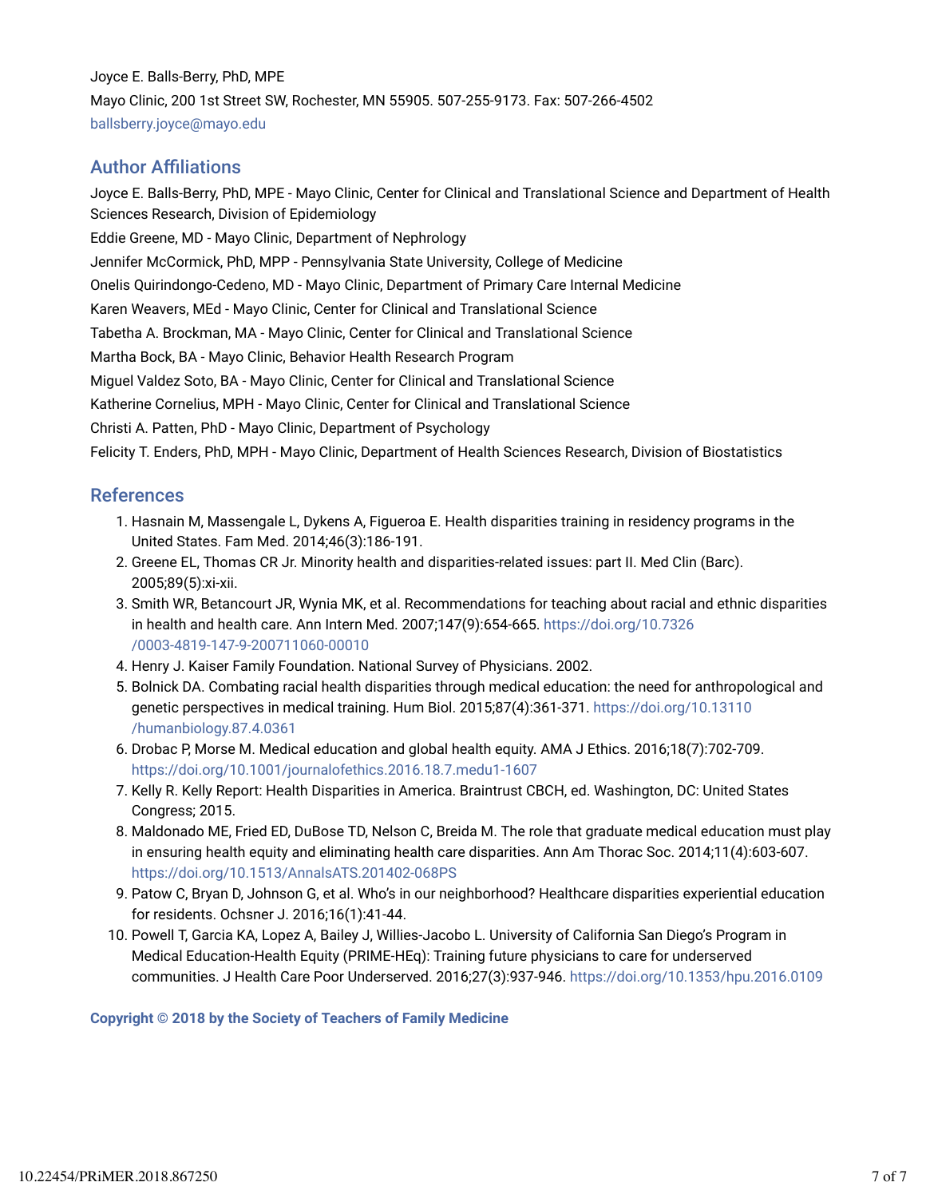Joyce E. Balls-Berry, PhD, MPE

Mayo Clinic, 200 1st Street SW, Rochester, MN 55905. 507-255-9173. Fax: 507-266-4502

ballsberry.joyce@mayo.edu

## Author Affiliations

Joyce E. Balls-Berry, PhD, MPE - Mayo Clinic, Center for Clinical and Translational Science and Department of Health Sciences Research, Division of Epidemiology

Eddie Greene, MD - Mayo Clinic, Department of Nephrology

Jennifer McCormick, PhD, MPP - Pennsylvania State University, College of Medicine

Onelis Quirindongo-Cedeno, MD - Mayo Clinic, Department of Primary Care Internal Medicine

Karen Weavers, MEd - Mayo Clinic, Center for Clinical and Translational Science

Tabetha A. Brockman, MA - Mayo Clinic, Center for Clinical and Translational Science

Martha Bock, BA - Mayo Clinic, Behavior Health Research Program

Miguel Valdez Soto, BA - Mayo Clinic, Center for Clinical and Translational Science

Katherine Cornelius, MPH - Mayo Clinic, Center for Clinical and Translational Science

Christi A. Patten, PhD - Mayo Clinic, Department of Psychology

Felicity T. Enders, PhD, MPH - Mayo Clinic, Department of Health Sciences Research, Division of Biostatistics

## References

1. Hasnain M, Massengale L, Dykens A, Figueroa E. Health disparities training in residency programs in the United States. Fam Med. 2014;46(3):186-191.
2. Greene EL, Thomas CR Jr. Minority health and disparities-related issues: part II. Med Clin (Barc). 2005;89(5):xi-xii.
3. Smith WR, Betancourt JR, Wynia MK, et al. Recommendations for teaching about racial and ethnic disparities in health and health care. Ann Intern Med. 2007;147(9):654-665. https://doi.org/10.7326/0003-4819-147-9-200711060-00010
4. Henry J. Kaiser Family Foundation. National Survey of Physicians. 2002.
5. Bolnick DA. Combating racial health disparities through medical education: the need for anthropological and genetic perspectives in medical training. Hum Biol. 2015;87(4):361-371. https://doi.org/10.13110/humanbiology.87.4.0361
6. Drobac P, Morse M. Medical education and global health equity. AMA J Ethics. 2016;18(7):702-709. https://doi.org/10.1001/journalofethics.2016.18.7.medu1-1607
7. Kelly R. Kelly Report: Health Disparities in America. Braintrust CBCH, ed. Washington, DC: United States Congress; 2015.
8. Maldonado ME, Fried ED, DuBose TD, Nelson C, Breida M. The role that graduate medical education must play in ensuring health equity and eliminating health care disparities. Ann Am Thorac Soc. 2014;11(4):603-607. https://doi.org/10.1513/AnnalsATS.201402-068PS
9. Patow C, Bryan D, Johnson G, et al. Who's in our neighborhood? Healthcare disparities experiential education for residents. Ochsner J. 2016;16(1):41-44.
10. Powell T, Garcia KA, Lopez A, Bailey J, Willies-Jacobo L. University of California San Diego's Program in Medical Education-Health Equity (PRIME-HEq): Training future physicians to care for underserved communities. J Health Care Poor Underserved. 2016;27(3):937-946. https://doi.org/10.1353/hpu.2016.0109

**Copyright © 2018 by the Society of Teachers of Family Medicine**